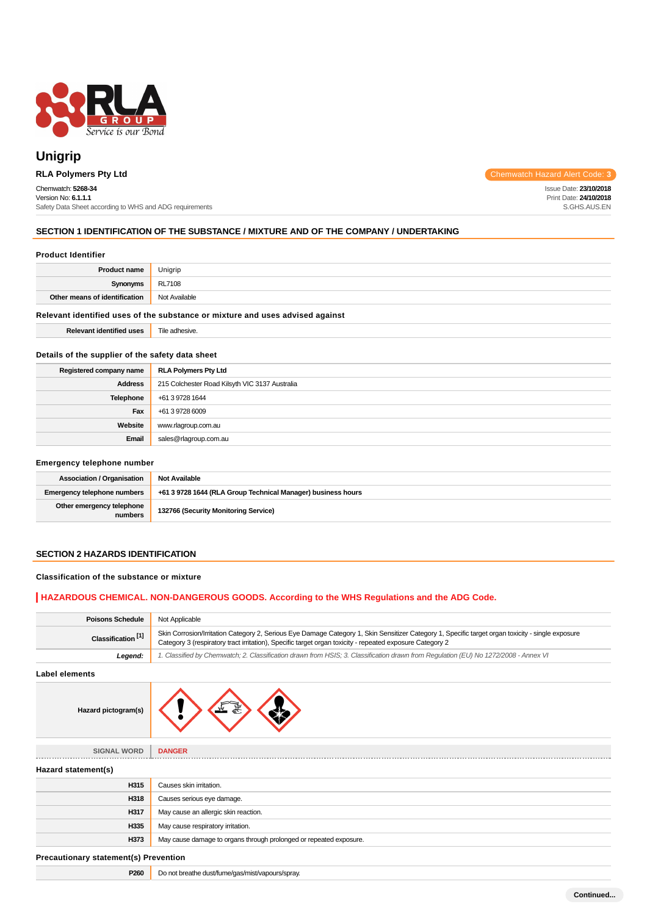# Unigrip

**RLA Polymers Pty Ltd**

Chemwatch Hazard Alert Code: **3**

Chemwatch: **5268-34**
Version No: **6.1.1.1**
Safety Data Sheet according to WHS and ADG requirements

Issue Date: **23/10/2018**
Print Date: **24/10/2018**
S.GHS.AUS.EN

## SECTION 1 IDENTIFICATION OF THE SUBSTANCE / MIXTURE AND OF THE COMPANY / UNDERTAKING

### Product Identifier

| | |
|---|---|
| **Product name** | Unigrip |
| **Synonyms** | RL7108 |
| **Other means of identification** | Not Available |

### Relevant identified uses of the substance or mixture and uses advised against

| | |
|---|---|
| **Relevant identified uses** | Tile adhesive. |

### Details of the supplier of the safety data sheet

| | |
|---|---|
| **Registered company name** | RLA Polymers Pty Ltd |
| **Address** | 215 Colchester Road Kilsyth VIC 3137 Australia |
| **Telephone** | +61 3 9728 1644 |
| **Fax** | +61 3 9728 6009 |
| **Website** | www.rlagroup.com.au |
| **Email** | sales@rlagroup.com.au |

### Emergency telephone number

| | |
|---|---|
| **Association / Organisation** | **Not Available** |
| **Emergency telephone numbers** | **+61 3 9728 1644 (RLA Group Technical Manager) business hours** |
| **Other emergency telephone numbers** | **132766 (Security Monitoring Service)** |

## SECTION 2 HAZARDS IDENTIFICATION

### Classification of the substance or mixture

**HAZARDOUS CHEMICAL. NON-DANGEROUS GOODS. According to the WHS Regulations and the ADG Code.**

| | |
|---|---|
| **Poisons Schedule** | Not Applicable |
| **Classification [1]** | Skin Corrosion/Irritation Category 2, Serious Eye Damage Category 1, Skin Sensitizer Category 1, Specific target organ toxicity - single exposure Category 3 (respiratory tract irritation), Specific target organ toxicity - repeated exposure Category 2 |
| ***Legend:*** | *1. Classified by Chemwatch; 2. Classification drawn from HSIS; 3. Classification drawn from Regulation (EU) No 1272/2008 - Annex VI* |

### Label elements

| | |
|---|---|
| **Hazard pictogram(s)** | |
| SIGNAL WORD | **DANGER** |

### Hazard statement(s)

| | |
|---|---|
| **H315** | Causes skin irritation. |
| **H318** | Causes serious eye damage. |
| **H317** | May cause an allergic skin reaction. |
| **H335** | May cause respiratory irritation. |
| **H373** | May cause damage to organs through prolonged or repeated exposure. |

### Precautionary statement(s) Prevention

| | |
|---|---|
| **P260** | Do not breathe dust/fume/gas/mist/vapours/spray. |

Continued...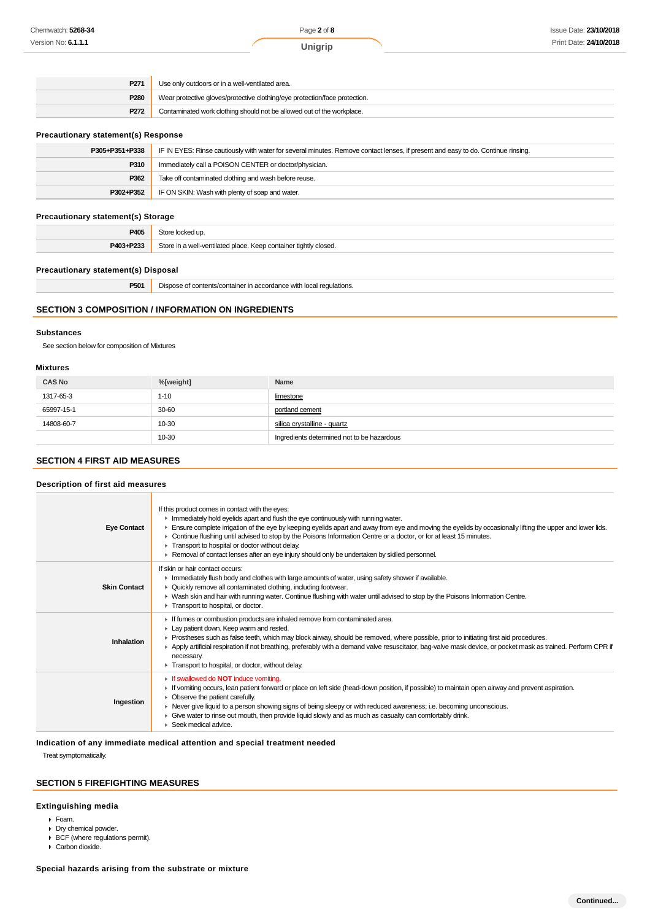| | |
|---|---|
| **P271** | Use only outdoors or in a well-ventilated area. |
| **P280** | Wear protective gloves/protective clothing/eye protection/face protection. |
| **P272** | Contaminated work clothing should not be allowed out of the workplace. |

### Precautionary statement(s) Response

| | |
|---|---|
| **P305+P351+P338** | IF IN EYES: Rinse cautiously with water for several minutes. Remove contact lenses, if present and easy to do. Continue rinsing. |
| **P310** | Immediately call a POISON CENTER or doctor/physician. |
| **P362** | Take off contaminated clothing and wash before reuse. |
| **P302+P352** | IF ON SKIN: Wash with plenty of soap and water. |

### Precautionary statement(s) Storage

| | |
|---|---|
| **P405** | Store locked up. |
| **P403+P233** | Store in a well-ventilated place. Keep container tightly closed. |

### Precautionary statement(s) Disposal

| | |
|---|---|
| **P501** | Dispose of contents/container in accordance with local regulations. |

## SECTION 3 COMPOSITION / INFORMATION ON INGREDIENTS

### Substances

See section below for composition of Mixtures

### Mixtures

| CAS No | %[weight] | Name |
|---|---|---|
| 1317-65-3 | 1-10 | limestone |
| 65997-15-1 | 30-60 | portland cement |
| 14808-60-7 | 10-30 | silica crystalline - quartz |
| | 10-30 | Ingredients determined not to be hazardous |

## SECTION 4 FIRST AID MEASURES

### Description of first aid measures

| | |
|---|---|
| **Eye Contact** | If this product comes in contact with the eyes:<br>- Immediately hold eyelids apart and flush the eye continuously with running water.<br>- Ensure complete irrigation of the eye by keeping eyelids apart and away from eye and moving the eyelids by occasionally lifting the upper and lower lids.<br>- Continue flushing until advised to stop by the Poisons Information Centre or a doctor, or for at least 15 minutes.<br>- Transport to hospital or doctor without delay.<br>- Removal of contact lenses after an eye injury should only be undertaken by skilled personnel. |
| **Skin Contact** | If skin or hair contact occurs:<br>- Immediately flush body and clothes with large amounts of water, using safety shower if available.<br>- Quickly remove all contaminated clothing, including footwear.<br>- Wash skin and hair with running water. Continue flushing with water until advised to stop by the Poisons Information Centre.<br>- Transport to hospital, or doctor. |
| **Inhalation** | - If fumes or combustion products are inhaled remove from contaminated area.<br>- Lay patient down. Keep warm and rested.<br>- Prostheses such as false teeth, which may block airway, should be removed, where possible, prior to initiating first aid procedures.<br>- Apply artificial respiration if not breathing, preferably with a demand valve resuscitator, bag-valve mask device, or pocket mask as trained. Perform CPR if necessary.<br>- Transport to hospital, or doctor, without delay. |
| **Ingestion** | - If swallowed do **NOT** induce vomiting.<br>- If vomiting occurs, lean patient forward or place on left side (head-down position, if possible) to maintain open airway and prevent aspiration.<br>- Observe the patient carefully.<br>- Never give liquid to a person showing signs of being sleepy or with reduced awareness; i.e. becoming unconscious.<br>- Give water to rinse out mouth, then provide liquid slowly and as much as casualty can comfortably drink.<br>- Seek medical advice. |

### Indication of any immediate medical attention and special treatment needed

Treat symptomatically.

## SECTION 5 FIREFIGHTING MEASURES

### Extinguishing media

- Foam.
- Dry chemical powder.
- BCF (where regulations permit).
- Carbon dioxide.

### Special hazards arising from the substrate or mixture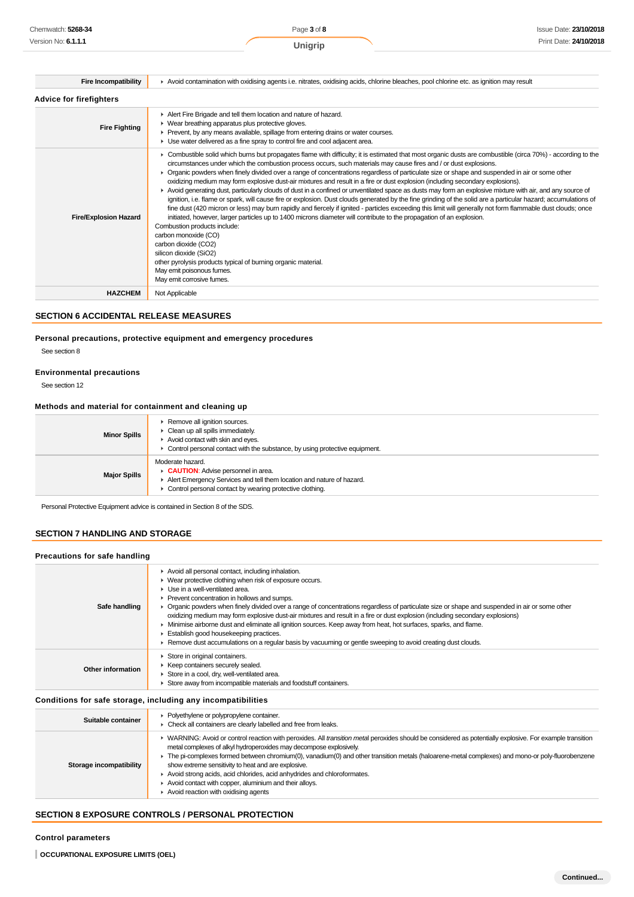| | |
|---|---|
| **Fire Incompatibility** | Avoid contamination with oxidising agents i.e. nitrates, oxidising acids, chlorine bleaches, pool chlorine etc. as ignition may result |

### Advice for firefighters

| | |
|---|---|
| **Fire Fighting** | Alert Fire Brigade and tell them location and nature of hazard.<br>Wear breathing apparatus plus protective gloves.<br>Prevent, by any means available, spillage from entering drains or water courses.<br>Use water delivered as a fine spray to control fire and cool adjacent area. |
| **Fire/Explosion Hazard** | Combustible solid which burns but propagates flame with difficulty; it is estimated that most organic dusts are combustible (circa 70%) - according to the circumstances under which the combustion process occurs, such materials may cause fires and / or dust explosions.<br>Organic powders when finely divided over a range of concentrations regardless of particulate size or shape and suspended in air or some other oxidizing medium may form explosive dust-air mixtures and result in a fire or dust explosion (including secondary explosions).<br>Avoid generating dust, particularly clouds of dust in a confined or unventilated space as dusts may form an explosive mixture with air, and any source of ignition, i.e. flame or spark, will cause fire or explosion. Dust clouds generated by the fine grinding of the solid are a particular hazard; accumulations of fine dust (420 micron or less) may burn rapidly and fiercely if ignited - particles exceeding this limit will generally not form flammable dust clouds; once initiated, however, larger particles up to 1400 microns diameter will contribute to the propagation of an explosion.<br>Combustion products include:<br>carbon monoxide (CO)<br>carbon dioxide ($CO_2$)<br>silicon dioxide ($SiO_2$)<br>other pyrolysis products typical of burning organic material.<br>May emit poisonous fumes.<br>May emit corrosive fumes. |
| **HAZCHEM** | Not Applicable |

## SECTION 6 ACCIDENTAL RELEASE MEASURES

### Personal precautions, protective equipment and emergency procedures

See section 8

### Environmental precautions

See section 12

### Methods and material for containment and cleaning up

| | |
|---|---|
| **Minor Spills** | Remove all ignition sources.<br>Clean up all spills immediately.<br>Avoid contact with skin and eyes.<br>Control personal contact with the substance, by using protective equipment. |
| **Major Spills** | Moderate hazard.<br>**CAUTION**: Advise personnel in area.<br>Alert Emergency Services and tell them location and nature of hazard.<br>Control personal contact by wearing protective clothing. |

Personal Protective Equipment advice is contained in Section 8 of the SDS.

## SECTION 7 HANDLING AND STORAGE

### Precautions for safe handling

| | |
|---|---|
| **Safe handling** | Avoid all personal contact, including inhalation.<br>Wear protective clothing when risk of exposure occurs.<br>Use in a well-ventilated area.<br>Prevent concentration in hollows and sumps.<br>Organic powders when finely divided over a range of concentrations regardless of particulate size or shape and suspended in air or some other oxidizing medium may form explosive dust-air mixtures and result in a fire or dust explosion (including secondary explosions)<br>Minimise airborne dust and eliminate all ignition sources. Keep away from heat, hot surfaces, sparks, and flame.<br>Establish good housekeeping practices.<br>Remove dust accumulations on a regular basis by vacuuming or gentle sweeping to avoid creating dust clouds. |
| **Other information** | Store in original containers.<br>Keep containers securely sealed.<br>Store in a cool, dry, well-ventilated area.<br>Store away from incompatible materials and foodstuff containers. |

### Conditions for safe storage, including any incompatibilities

| | |
|---|---|
| **Suitable container** | Polyethylene or polypropylene container.<br>Check all containers are clearly labelled and free from leaks. |
| **Storage incompatibility** | WARNING: Avoid or control reaction with peroxides. All *transition metal* peroxides should be considered as potentially explosive. For example transition metal complexes of alkyl hydroperoxides may decompose explosively.<br>The pi-complexes formed between chromium(0), vanadium(0) and other transition metals (haloarene-metal complexes) and mono-or poly-fluorobenzene show extreme sensitivity to heat and are explosive.<br>Avoid strong acids, acid chlorides, acid anhydrides and chloroformates.<br>Avoid contact with copper, aluminium and their alloys.<br>Avoid reaction with oxidising agents |

## SECTION 8 EXPOSURE CONTROLS / PERSONAL PROTECTION

### Control parameters

**OCCUPATIONAL EXPOSURE LIMITS (OEL)**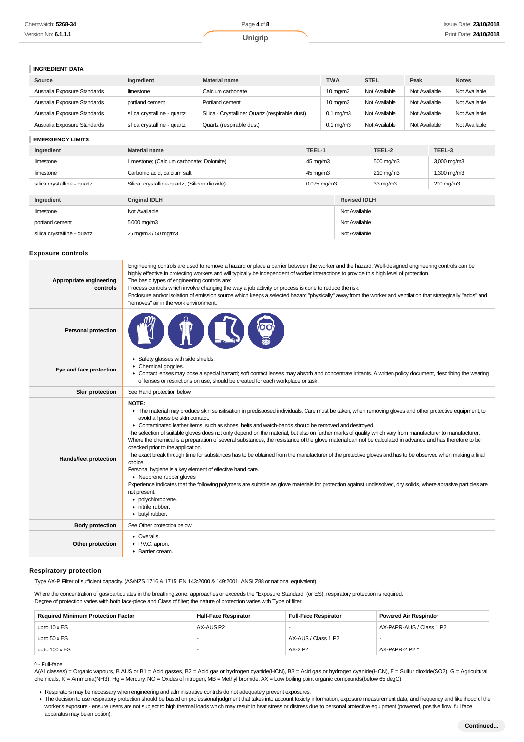### INGREDIENT DATA

| Source | Ingredient | Material name | TWA | STEL | Peak | Notes |
|---|---|---|---|---|---|---|
| Australia Exposure Standards | limestone | Calcium carbonate | 10 mg/m3 | Not Available | Not Available | Not Available |
| Australia Exposure Standards | portland cement | Portland cement | 10 mg/m3 | Not Available | Not Available | Not Available |
| Australia Exposure Standards | silica crystalline - quartz | Silica - Crystalline: Quartz (respirable dust) | 0.1 mg/m3 | Not Available | Not Available | Not Available |
| Australia Exposure Standards | silica crystalline - quartz | Quartz (respirable dust) | 0.1 mg/m3 | Not Available | Not Available | Not Available |

### EMERGENCY LIMITS

| Ingredient | Material name | TEEL-1 | TEEL-2 | TEEL-3 |
|---|---|---|---|---|
| limestone | Limestone; (Calcium carbonate; Dolomite) | 45 mg/m3 | 500 mg/m3 | 3,000 mg/m3 |
| limestone | Carbonic acid, calcium salt | 45 mg/m3 | 210 mg/m3 | 1,300 mg/m3 |
| silica crystalline - quartz | Silica, crystalline-quartz; (Silicon dioxide) | 0.075 mg/m3 | 33 mg/m3 | 200 mg/m3 |

| Ingredient | Original IDLH | Revised IDLH |
|---|---|---|
| limestone | Not Available | Not Available |
| portland cement | 5,000 mg/m3 | Not Available |
| silica crystalline - quartz | 25 mg/m3 / 50 mg/m3 | Not Available |

## Exposure controls

| | |
|---|---|
| **Appropriate engineering controls** | Engineering controls are used to remove a hazard or place a barrier between the worker and the hazard. Well-designed engineering controls can be highly effective in protecting workers and will typically be independent of worker interactions to provide this high level of protection. The basic types of engineering controls are: Process controls which involve changing the way a job activity or process is done to reduce the risk. Enclosure and/or isolation of emission source which keeps a selected hazard "physically" away from the worker and ventilation that strategically "adds" and "removes" air in the work environment. |
| **Personal protection** | |
| **Eye and face protection** | ▸ Safety glasses with side shields.<br>▸ Chemical goggles.<br>▸ Contact lenses may pose a special hazard; soft contact lenses may absorb and concentrate irritants. A written policy document, describing the wearing of lenses or restrictions on use, should be created for each workplace or task. |
| **Skin protection** | See Hand protection below |
| **Hands/feet protection** | **NOTE:**<br>▸ The material may produce skin sensitisation in predisposed individuals. Care must be taken, when removing gloves and other protective equipment, to avoid all possible skin contact.<br>▸ Contaminated leather items, such as shoes, belts and watch-bands should be removed and destroyed.<br>The selection of suitable gloves does not only depend on the material, but also on further marks of quality which vary from manufacturer to manufacturer. Where the chemical is a preparation of several substances, the resistance of the glove material can not be calculated in advance and has therefore to be checked prior to the application.<br>The exact break through time for substances has to be obtained from the manufacturer of the protective gloves and.has to be observed when making a final choice.<br>Personal hygiene is a key element of effective hand care.<br>▸ Neoprene rubber gloves<br>Experience indicates that the following polymers are suitable as glove materials for protection against undissolved, dry solids, where abrasive particles are not present.<br>▸ polychloroprene.<br>▸ nitrile rubber.<br>▸ butyl rubber. |
| **Body protection** | See Other protection below |
| **Other protection** | ▸ Overalls.<br>▸ P.V.C. apron.<br>▸ Barrier cream. |

## Respiratory protection

Type AX-P Filter of sufficient capacity. (AS/NZS 1716 & 1715, EN 143:2000 & 149:2001, ANSI Z88 or national equivalent)

Where the concentration of gas/particulates in the breathing zone, approaches or exceeds the "Exposure Standard" (or ES), respiratory protection is required.
Degree of protection varies with both face-piece and Class of filter; the nature of protection varies with Type of filter.

| Required Minimum Protection Factor | Half-Face Respirator | Full-Face Respirator | Powered Air Respirator |
|---|---|---|---|
| up to 10 x ES | AX-AUS P2 | - | AX-PAPR-AUS / Class 1 P2 |
| up to 50 x ES | - | AX-AUS / Class 1 P2 | - |
| up to 100 x ES | - | AX-2 P2 | AX-PAPR-2 P2 ^ |

^ - Full-face
A(All classes) = Organic vapours, B AUS or B1 = Acid gasses, B2 = Acid gas or hydrogen cyanide(HCN), B3 = Acid gas or hydrogen cyanide(HCN), E = Sulfur dioxide(SO2), G = Agricultural chemicals, K = Ammonia(NH3), Hg = Mercury, NO = Oxides of nitrogen, MB = Methyl bromide, AX = Low boiling point organic compounds(below 65 degC)

- Respirators may be necessary when engineering and administrative controls do not adequately prevent exposures.
- The decision to use respiratory protection should be based on professional judgment that takes into account toxicity information, exposure measurement data, and frequency and likelihood of the worker's exposure - ensure users are not subject to high thermal loads which may result in heat stress or distress due to personal protective equipment (powered, positive flow, full face apparatus may be an option).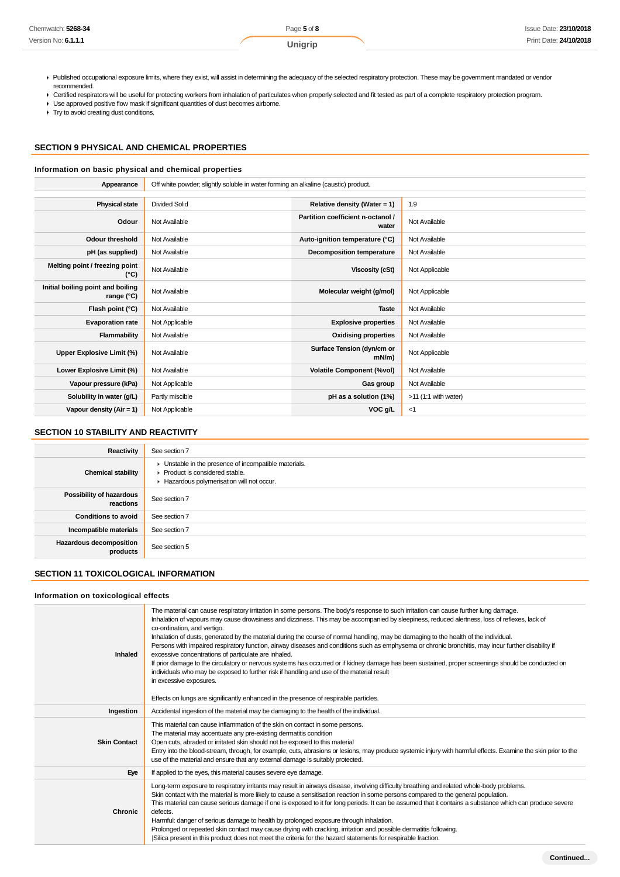- Published occupational exposure limits, where they exist, will assist in determining the adequacy of the selected respiratory protection. These may be government mandated or vendor recommended.
- Certified respirators will be useful for protecting workers from inhalation of particulates when properly selected and fit tested as part of a complete respiratory protection program.
- Use approved positive flow mask if significant quantities of dust becomes airborne.
- Try to avoid creating dust conditions.

## SECTION 9 PHYSICAL AND CHEMICAL PROPERTIES

### Information on basic physical and chemical properties

| Appearance | Off white powder; slightly soluble in water forming an alkaline (caustic) product. | | |
|---|---|---|---|
| **Physical state** | Divided Solid | **Relative density (Water = 1)** | 1.9 |
| **Odour** | Not Available | **Partition coefficient n-octanol / water** | Not Available |
| **Odour threshold** | Not Available | **Auto-ignition temperature (°C)** | Not Available |
| **pH (as supplied)** | Not Available | **Decomposition temperature** | Not Available |
| **Melting point / freezing point (°C)** | Not Available | **Viscosity (cSt)** | Not Applicable |
| **Initial boiling point and boiling range (°C)** | Not Available | **Molecular weight (g/mol)** | Not Applicable |
| **Flash point (°C)** | Not Available | **Taste** | Not Available |
| **Evaporation rate** | Not Applicable | **Explosive properties** | Not Available |
| **Flammability** | Not Available | **Oxidising properties** | Not Available |
| **Upper Explosive Limit (%)** | Not Available | **Surface Tension (dyn/cm or mN/m)** | Not Applicable |
| **Lower Explosive Limit (%)** | Not Available | **Volatile Component (%vol)** | Not Available |
| **Vapour pressure (kPa)** | Not Applicable | **Gas group** | Not Available |
| **Solubility in water (g/L)** | Partly miscible | **pH as a solution (1%)** | >11 (1:1 with water) |
| **Vapour density (Air = 1)** | Not Applicable | **VOC g/L** | <1 |

## SECTION 10 STABILITY AND REACTIVITY

| Reactivity | See section 7 |
|---|---|
| **Chemical stability** | Unstable in the presence of incompatible materials.<br>Product is considered stable.<br>Hazardous polymerisation will not occur. |
| **Possibility of hazardous reactions** | See section 7 |
| **Conditions to avoid** | See section 7 |
| **Incompatible materials** | See section 7 |
| **Hazardous decomposition products** | See section 5 |

## SECTION 11 TOXICOLOGICAL INFORMATION

### Information on toxicological effects

| Inhaled | The material can cause respiratory irritation in some persons. The body's response to such irritation can cause further lung damage.<br>Inhalation of vapours may cause drowsiness and dizziness. This may be accompanied by sleepiness, reduced alertness, loss of reflexes, lack of co-ordination, and vertigo.<br>Inhalation of dusts, generated by the material during the course of normal handling, may be damaging to the health of the individual.<br>Persons with impaired respiratory function, airway diseases and conditions such as emphysema or chronic bronchitis, may incur further disability if excessive concentrations of particulate are inhaled.<br>If prior damage to the circulatory or nervous systems has occurred or if kidney damage has been sustained, proper screenings should be conducted on individuals who may be exposed to further risk if handling and use of the material result in excessive exposures.<br><br>Effects on lungs are significantly enhanced in the presence of respirable particles. |
|---|---|
| **Ingestion** | Accidental ingestion of the material may be damaging to the health of the individual. |
| **Skin Contact** | This material can cause inflammation of the skin on contact in some persons.<br>The material may accentuate any pre-existing dermatitis condition<br>Open cuts, abraded or irritated skin should not be exposed to this material<br>Entry into the blood-stream, through, for example, cuts, abrasions or lesions, may produce systemic injury with harmful effects. Examine the skin prior to the use of the material and ensure that any external damage is suitably protected. |
| **Eye** | If applied to the eyes, this material causes severe eye damage. |
| **Chronic** | Long-term exposure to respiratory irritants may result in airways disease, involving difficulty breathing and related whole-body problems.<br>Skin contact with the material is more likely to cause a sensitisation reaction in some persons compared to the general population.<br>This material can cause serious damage if one is exposed to it for long periods. It can be assumed that it contains a substance which can produce severe defects.<br>Harmful: danger of serious damage to health by prolonged exposure through inhalation.<br>Prolonged or repeated skin contact may cause drying with cracking, irritation and possible dermatitis following.<br>\|Silica present in this product does not meet the criteria for the hazard statements for respirable fraction. |

**Continued...**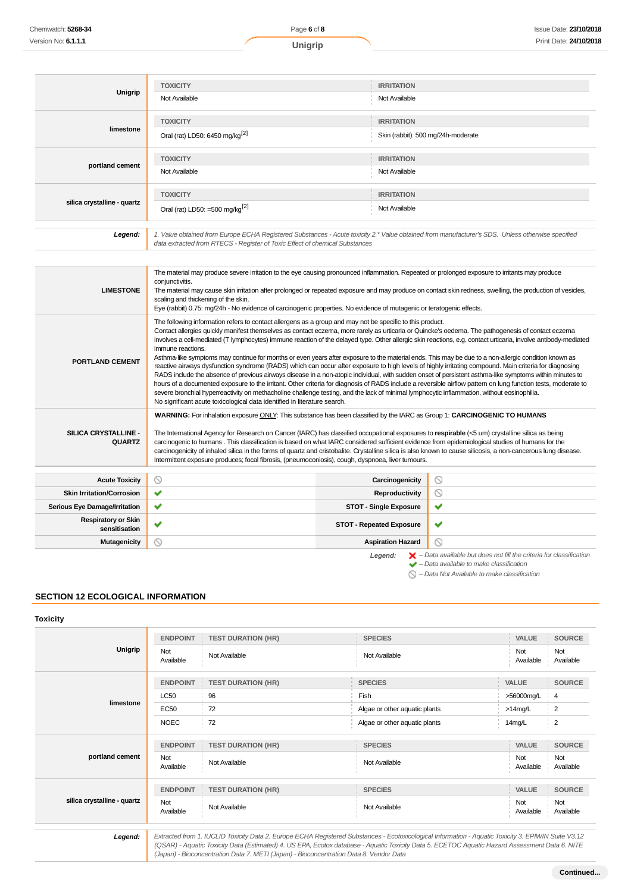| | | |
|---|---|---|
| **Unigrip** | **TOXICITY**<br>Not Available | **IRRITATION**<br>Not Available |
| **limestone** | **TOXICITY**<br>Oral (rat) LD50: 6450 mg/kg[2] | **IRRITATION**<br>Skin (rabbit): 500 mg/24h-moderate |
| **portland cement** | **TOXICITY**<br>Not Available | **IRRITATION**<br>Not Available |
| **silica crystalline - quartz** | **TOXICITY**<br>Oral (rat) LD50: =500 mg/kg[2] | **IRRITATION**<br>Not Available |
| ***Legend:*** | *1. Value obtained from Europe ECHA Registered Substances - Acute toxicity 2.* Value obtained from manufacturer's SDS. Unless otherwise specified data extracted from RTECS - Register of Toxic Effect of chemical Substances* | |

| | |
|---|---|
| **LIMESTONE** | The material may produce severe irritation to the eye causing pronounced inflammation. Repeated or prolonged exposure to irritants may produce conjunctivitis.<br>The material may cause skin irritation after prolonged or repeated exposure and may produce on contact skin redness, swelling, the production of vesicles, scaling and thickening of the skin.<br>Eye (rabbit) 0.75: mg/24h - No evidence of carcinogenic properties. No evidence of mutagenic or teratogenic effects. |
| **PORTLAND CEMENT** | The following information refers to contact allergens as a group and may not be specific to this product.<br>Contact allergies quickly manifest themselves as contact eczema, more rarely as urticaria or Quincke's oedema. The pathogenesis of contact eczema involves a cell-mediated (T lymphocytes) immune reaction of the delayed type. Other allergic skin reactions, e.g. contact urticaria, involve antibody-mediated immune reactions.<br>Asthma-like symptoms may continue for months or even years after exposure to the material ends. This may be due to a non-allergic condition known as reactive airways dysfunction syndrome (RADS) which can occur after exposure to high levels of highly irritating compound. Main criteria for diagnosing RADS include the absence of previous airways disease in a non-atopic individual, with sudden onset of persistent asthma-like symptoms within minutes to hours of a documented exposure to the irritant. Other criteria for diagnosis of RADS include a reversible airflow pattern on lung function tests, moderate to severe bronchial hyperreactivity on methacholine challenge testing, and the lack of minimal lymphocytic inflammation, without eosinophilia.<br>No significant acute toxicological data identified in literature search. |
| **SILICA CRYSTALLINE - QUARTZ** | **WARNING:** For inhalation exposure ONLY: This substance has been classified by the IARC as Group 1: **CARCINOGENIC TO HUMANS**<br><br>The International Agency for Research on Cancer (IARC) has classified occupational exposures to **respirable** (<5 um) crystalline silica as being carcinogenic to humans . This classification is based on what IARC considered sufficient evidence from epidemiological studies of humans for the carcinogenicity of inhaled silica in the forms of quartz and cristobalite. Crystalline silica is also known to cause silicosis, a non-cancerous lung disease. Intermittent exposure produces; focal fibrosis, (pneumoconiosis), cough, dyspnoea, liver tumours. |

| | | | |
|---|---|---|---|
| **Acute Toxicity** | ⃠ | **Carcinogenicity** | ⃠ |
| **Skin Irritation/Corrosion** | ✔ | **Reproductivity** | ⃠ |
| **Serious Eye Damage/Irritation** | ✔ | **STOT - Single Exposure** | ✔ |
| **Respiratory or Skin sensitisation** | ✔ | **STOT - Repeated Exposure** | ✔ |
| **Mutagenicity** | ⃠ | **Aspiration Hazard** | ⃠ |

***Legend:***
- ✘ *– Data available but does not fill the criteria for classification*
- ✔ *– Data available to make classification*
- ⃠ *– Data Not Available to make classification*

## SECTION 12 ECOLOGICAL INFORMATION

### Toxicity

| | ENDPOINT | TEST DURATION (HR) | SPECIES | VALUE | SOURCE |
|---|---|---|---|---|---|
| **Unigrip** | Not Available | Not Available | Not Available | Not Available | Not Available |
| **limestone** | **ENDPOINT** | **TEST DURATION (HR)** | **SPECIES** | **VALUE** | **SOURCE** |
| | LC50 | 96 | Fish | >56000mg/L | 4 |
| | EC50 | 72 | Algae or other aquatic plants | >14mg/L | 2 |
| | NOEC | 72 | Algae or other aquatic plants | 14mg/L | 2 |
| **portland cement** | **ENDPOINT** | **TEST DURATION (HR)** | **SPECIES** | **VALUE** | **SOURCE** |
| | Not Available | Not Available | Not Available | Not Available | Not Available |
| **silica crystalline - quartz** | **ENDPOINT** | **TEST DURATION (HR)** | **SPECIES** | **VALUE** | **SOURCE** |
| | Not Available | Not Available | Not Available | Not Available | Not Available |
| ***Legend:*** | *Extracted from 1. IUCLID Toxicity Data 2. Europe ECHA Registered Substances - Ecotoxicological Information - Aquatic Toxicity 3. EPIWIN Suite V3.12 (QSAR) - Aquatic Toxicity Data (Estimated) 4. US EPA, Ecotox database - Aquatic Toxicity Data 5. ECETOC Aquatic Hazard Assessment Data 6. NITE (Japan) - Bioconcentration Data 7. METI (Japan) - Bioconcentration Data 8. Vendor Data* | | | | |

**Continued...**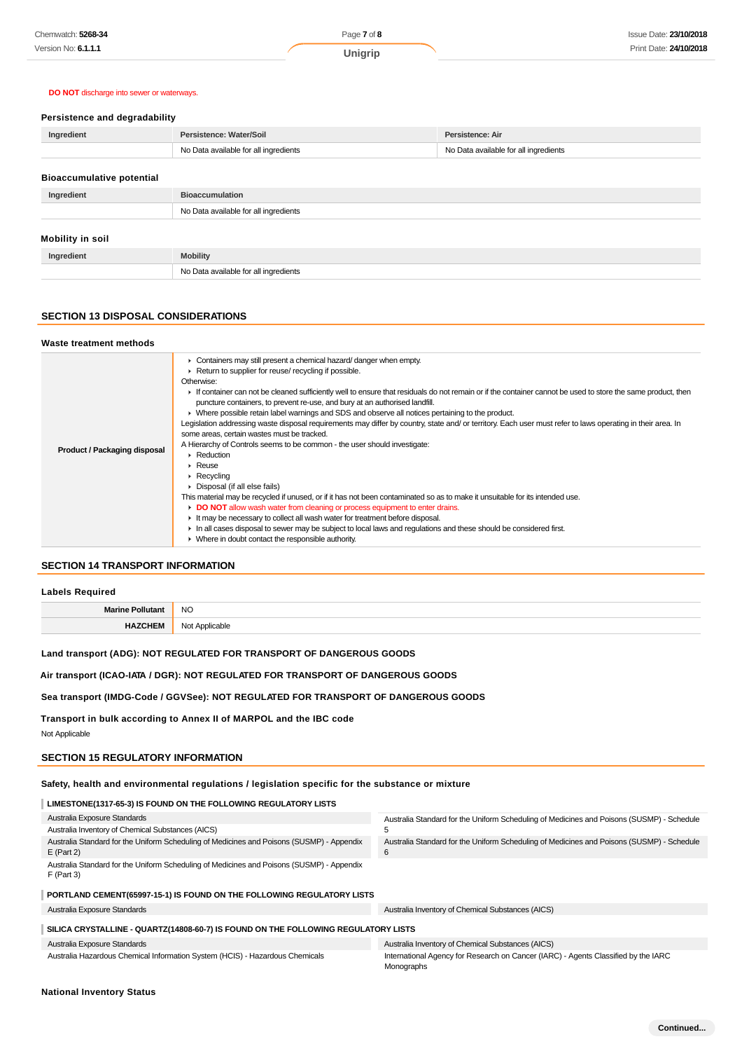**DO NOT** discharge into sewer or waterways.

### Persistence and degradability

| Ingredient | Persistence: Water/Soil | Persistence: Air |
|---|---|---|
| | No Data available for all ingredients | No Data available for all ingredients |

### Bioaccumulative potential

| Ingredient | Bioaccumulation |
|---|---|
| | No Data available for all ingredients |

### Mobility in soil

| Ingredient | Mobility |
|---|---|
| | No Data available for all ingredients |

## SECTION 13 DISPOSAL CONSIDERATIONS

### Waste treatment methods

**Product / Packaging disposal**

- Containers may still present a chemical hazard/ danger when empty.
- Return to supplier for reuse/ recycling if possible.

Otherwise:

- If container can not be cleaned sufficiently well to ensure that residuals do not remain or if the container cannot be used to store the same product, then puncture containers, to prevent re-use, and bury at an authorised landfill.
- Where possible retain label warnings and SDS and observe all notices pertaining to the product.

Legislation addressing waste disposal requirements may differ by country, state and/ or territory. Each user must refer to laws operating in their area. In some areas, certain wastes must be tracked.

A Hierarchy of Controls seems to be common - the user should investigate:

- Reduction
- Reuse
- Recycling
- Disposal (if all else fails)

This material may be recycled if unused, or if it has not been contaminated so as to make it unsuitable for its intended use.

- **DO NOT** allow wash water from cleaning or process equipment to enter drains.
- It may be necessary to collect all wash water for treatment before disposal.
- In all cases disposal to sewer may be subject to local laws and regulations and these should be considered first.
- Where in doubt contact the responsible authority.

## SECTION 14 TRANSPORT INFORMATION

### Labels Required

| | |
|---|---|
| **Marine Pollutant** | NO |
| **HAZCHEM** | Not Applicable |

**Land transport (ADG): NOT REGULATED FOR TRANSPORT OF DANGEROUS GOODS**

**Air transport (ICAO-IATA / DGR): NOT REGULATED FOR TRANSPORT OF DANGEROUS GOODS**

**Sea transport (IMDG-Code / GGVSee): NOT REGULATED FOR TRANSPORT OF DANGEROUS GOODS**

**Transport in bulk according to Annex II of MARPOL and the IBC code**

Not Applicable

## SECTION 15 REGULATORY INFORMATION

### Safety, health and environmental regulations / legislation specific for the substance or mixture

**LIMESTONE(1317-65-3) IS FOUND ON THE FOLLOWING REGULATORY LISTS**

| | |
|---|---|
| Australia Exposure Standards | Australia Standard for the Uniform Scheduling of Medicines and Poisons (SUSMP) - Schedule 5 |
| Australia Inventory of Chemical Substances (AICS) | |
| Australia Standard for the Uniform Scheduling of Medicines and Poisons (SUSMP) - Appendix E (Part 2) | Australia Standard for the Uniform Scheduling of Medicines and Poisons (SUSMP) - Schedule 6 |
| Australia Standard for the Uniform Scheduling of Medicines and Poisons (SUSMP) - Appendix F (Part 3) | |

**PORTLAND CEMENT(65997-15-1) IS FOUND ON THE FOLLOWING REGULATORY LISTS**

| | |
|---|---|
| Australia Exposure Standards | Australia Inventory of Chemical Substances (AICS) |

**SILICA CRYSTALLINE - QUARTZ(14808-60-7) IS FOUND ON THE FOLLOWING REGULATORY LISTS**

| | |
|---|---|
| Australia Exposure Standards | Australia Inventory of Chemical Substances (AICS) |
| Australia Hazardous Chemical Information System (HCIS) - Hazardous Chemicals | International Agency for Research on Cancer (IARC) - Agents Classified by the IARC Monographs |

### National Inventory Status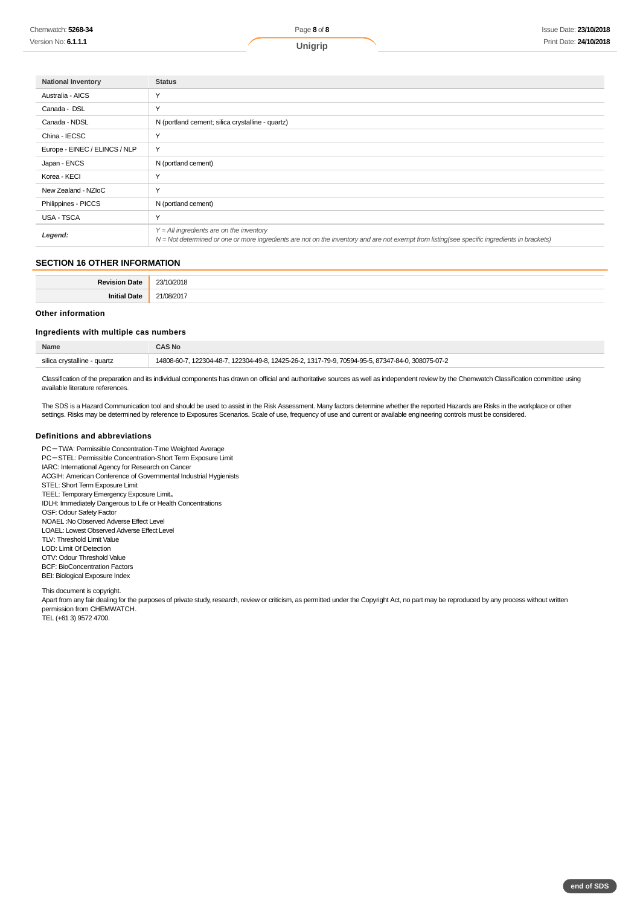| National Inventory | Status |
| --- | --- |
| Australia - AICS | Y |
| Canada - DSL | Y |
| Canada - NDSL | N (portland cement; silica crystalline - quartz) |
| China - IECSC | Y |
| Europe - EINEC / ELINCS / NLP | Y |
| Japan - ENCS | N (portland cement) |
| Korea - KECI | Y |
| New Zealand - NZIoC | Y |
| Philippines - PICCS | N (portland cement) |
| USA - TSCA | Y |
| ***Legend:*** | *Y = All ingredients are on the inventory*<br>*N = Not determined or one or more ingredients are not on the inventory and are not exempt from listing(see specific ingredients in brackets)* |

## SECTION 16 OTHER INFORMATION

| | |
| --- | --- |
| **Revision Date** | 23/10/2018 |
| **Initial Date** | 21/08/2017 |

### Other information

### Ingredients with multiple cas numbers

| Name | CAS No |
| --- | --- |
| silica crystalline - quartz | 14808-60-7, 122304-48-7, 122304-49-8, 12425-26-2, 1317-79-9, 70594-95-5, 87347-84-0, 308075-07-2 |

Classification of the preparation and its individual components has drawn on official and authoritative sources as well as independent review by the Chemwatch Classification committee using available literature references.

The SDS is a Hazard Communication tool and should be used to assist in the Risk Assessment. Many factors determine whether the reported Hazards are Risks in the workplace or other settings. Risks may be determined by reference to Exposures Scenarios. Scale of use, frequency of use and current or available engineering controls must be considered.

### Definitions and abbreviations

PC－TWA: Permissible Concentration-Time Weighted Average
PC－STEL: Permissible Concentration-Short Term Exposure Limit
IARC: International Agency for Research on Cancer
ACGIH: American Conference of Governmental Industrial Hygienists
STEL: Short Term Exposure Limit
TEEL: Temporary Emergency Exposure Limit。
IDLH: Immediately Dangerous to Life or Health Concentrations
OSF: Odour Safety Factor
NOAEL :No Observed Adverse Effect Level
LOAEL: Lowest Observed Adverse Effect Level
TLV: Threshold Limit Value
LOD: Limit Of Detection
OTV: Odour Threshold Value
BCF: BioConcentration Factors
BEI: Biological Exposure Index

This document is copyright.
Apart from any fair dealing for the purposes of private study, research, review or criticism, as permitted under the Copyright Act, no part may be reproduced by any process without written permission from CHEMWATCH.
TEL (+61 3) 9572 4700.

**end of SDS**